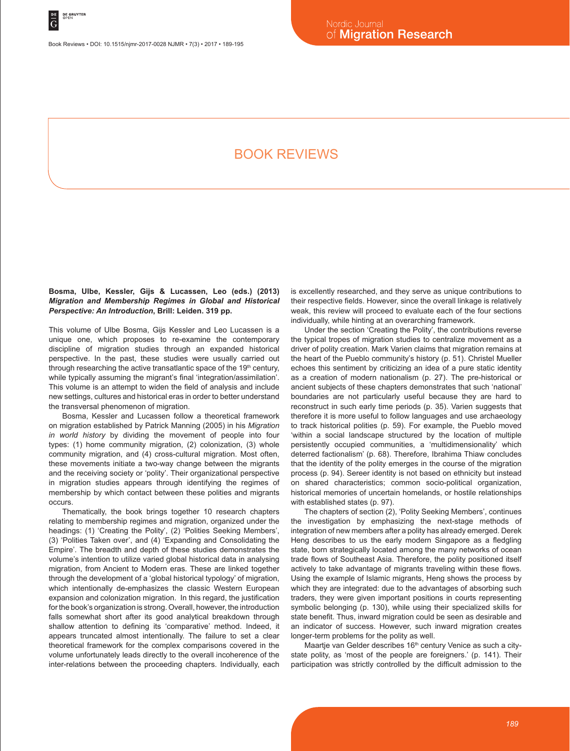# BOOK REVIEWS

**Bosma, Ulbe, Kessler, Gijs & Lucassen, Leo (eds.) (2013) *Migration and Membership Regimes in Global and Historical Perspective: An Introduction*, Brill: Leiden. 319 pp.**

This volume of Ulbe Bosma, Gijs Kessler and Leo Lucassen is a unique one, which proposes to re-examine the contemporary discipline of migration studies through an expanded historical perspective. In the past, these studies were usually carried out through researching the active transatlantic space of the 19th century, while typically assuming the migrant's final 'integration/assimilation'. This volume is an attempt to widen the field of analysis and include new settings, cultures and historical eras in order to better understand the transversal phenomenon of migration.

Bosma, Kessler and Lucassen follow a theoretical framework on migration established by Patrick Manning (2005) in his *Migration in world history* by dividing the movement of people into four types: (1) home community migration, (2) colonization, (3) whole community migration, and (4) cross-cultural migration. Most often, these movements initiate a two-way change between the migrants and the receiving society or 'polity'. Their organizational perspective in migration studies appears through identifying the regimes of membership by which contact between these polities and migrants occurs.

Thematically, the book brings together 10 research chapters relating to membership regimes and migration, organized under the headings: (1) 'Creating the Polity', (2) 'Polities Seeking Members', (3) 'Polities Taken over', and (4) 'Expanding and Consolidating the Empire'. The breadth and depth of these studies demonstrates the volume's intention to utilize varied global historical data in analysing migration, from Ancient to Modern eras. These are linked together through the development of a 'global historical typology' of migration, which intentionally de-emphasizes the classic Western European expansion and colonization migration. In this regard, the justification for the book's organization is strong. Overall, however, the introduction falls somewhat short after its good analytical breakdown through shallow attention to defining its 'comparative' method. Indeed, it appears truncated almost intentionally. The failure to set a clear theoretical framework for the complex comparisons covered in the volume unfortunately leads directly to the overall incoherence of the inter-relations between the proceeding chapters. Individually, each is excellently researched, and they serve as unique contributions to their respective fields. However, since the overall linkage is relatively weak, this review will proceed to evaluate each of the four sections individually, while hinting at an overarching framework.

Under the section 'Creating the Polity', the contributions reverse the typical tropes of migration studies to centralize movement as a driver of polity creation. Mark Varien claims that migration remains at the heart of the Pueblo community's history (p. 51). Christel Mueller echoes this sentiment by criticizing an idea of a pure static identity as a creation of modern nationalism (p. 27). The pre-historical or ancient subjects of these chapters demonstrates that such 'national' boundaries are not particularly useful because they are hard to reconstruct in such early time periods (p. 35). Varien suggests that therefore it is more useful to follow languages and use archaeology to track historical polities (p. 59). For example, the Pueblo moved 'within a social landscape structured by the location of multiple persistently occupied communities, a 'multidimensionality' which deterred factionalism' (p. 68). Therefore, Ibrahima Thiaw concludes that the identity of the polity emerges in the course of the migration process (p. 94). Sereer identity is not based on ethnicity but instead on shared characteristics; common socio-political organization, historical memories of uncertain homelands, or hostile relationships with established states (p. 97).

The chapters of section (2), 'Polity Seeking Members', continues the investigation by emphasizing the next-stage methods of integration of new members after a polity has already emerged. Derek Heng describes to us the early modern Singapore as a fledgling state, born strategically located among the many networks of ocean trade flows of Southeast Asia. Therefore, the polity positioned itself actively to take advantage of migrants traveling within these flows. Using the example of Islamic migrants, Heng shows the process by which they are integrated: due to the advantages of absorbing such traders, they were given important positions in courts representing symbolic belonging (p. 130), while using their specialized skills for state benefit. Thus, inward migration could be seen as desirable and an indicator of success. However, such inward migration creates longer-term problems for the polity as well.

Maartje van Gelder describes 16th century Venice as such a city-state polity, as 'most of the people are foreigners.' (p. 141). Their participation was strictly controlled by the difficult admission to the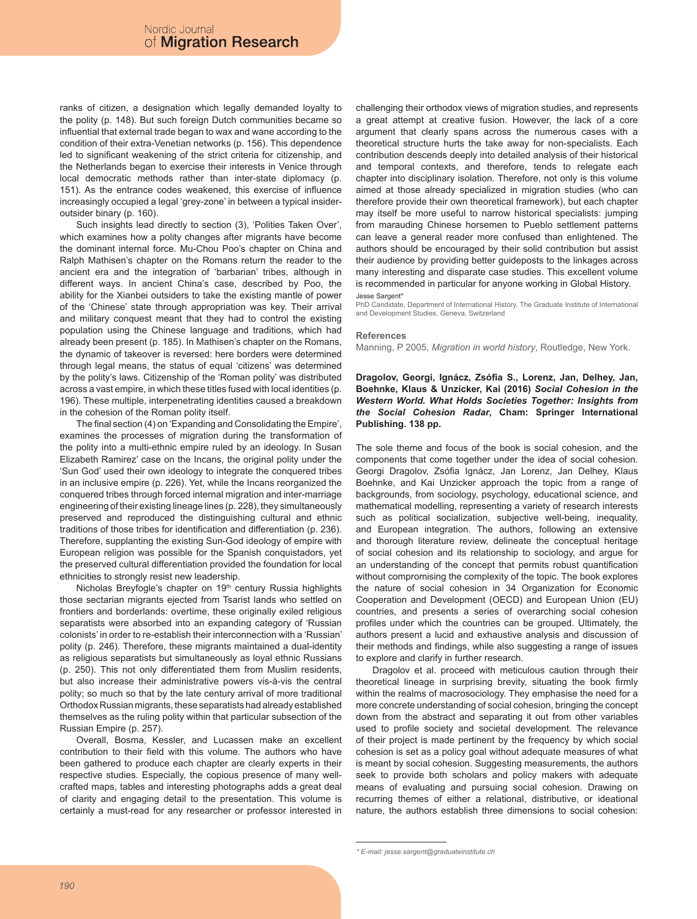ranks of citizen, a designation which legally demanded loyalty to the polity (p. 148). But such foreign Dutch communities became so influential that external trade began to wax and wane according to the condition of their extra-Venetian networks (p. 156). This dependence led to significant weakening of the strict criteria for citizenship, and the Netherlands began to exercise their interests in Venice through local democratic methods rather than inter-state diplomacy (p. 151). As the entrance codes weakened, this exercise of influence increasingly occupied a legal 'grey-zone' in between a typical insider-outsider binary (p. 160).

Such insights lead directly to section (3), 'Polities Taken Over', which examines how a polity changes after migrants have become the dominant internal force. Mu-Chou Poo's chapter on China and Ralph Mathisen's chapter on the Romans return the reader to the ancient era and the integration of 'barbarian' tribes, although in different ways. In ancient China's case, described by Poo, the ability for the Xianbei outsiders to take the existing mantle of power of the 'Chinese' state through appropriation was key. Their arrival and military conquest meant that they had to control the existing population using the Chinese language and traditions, which had already been present (p. 185). In Mathisen's chapter on the Romans, the dynamic of takeover is reversed: here borders were determined through legal means, the status of equal 'citizens' was determined by the polity's laws. Citizenship of the 'Roman polity' was distributed across a vast empire, in which these titles fused with local identities (p. 196). These multiple, interpenetrating identities caused a breakdown in the cohesion of the Roman polity itself.

The final section (4) on 'Expanding and Consolidating the Empire', examines the processes of migration during the transformation of the polity into a multi-ethnic empire ruled by an ideology. In Susan Elizabeth Ramirez' case on the Incans, the original polity under the 'Sun God' used their own ideology to integrate the conquered tribes in an inclusive empire (p. 226). Yet, while the Incans reorganized the conquered tribes through forced internal migration and inter-marriage engineering of their existing lineage lines (p. 228), they simultaneously preserved and reproduced the distinguishing cultural and ethnic traditions of those tribes for identification and differentiation (p. 236). Therefore, supplanting the existing Sun-God ideology of empire with European religion was possible for the Spanish conquistadors, yet the preserved cultural differentiation provided the foundation for local ethnicities to strongly resist new leadership.

Nicholas Breyfogle's chapter on 19th century Russia highlights those sectarian migrants ejected from Tsarist lands who settled on frontiers and borderlands: overtime, these originally exiled religious separatists were absorbed into an expanding category of 'Russian colonists' in order to re-establish their interconnection with a 'Russian' polity (p. 246). Therefore, these migrants maintained a dual-identity as religious separatists but simultaneously as loyal ethnic Russians (p. 250). This not only differentiated them from Muslim residents, but also increase their administrative powers vis-à-vis the central polity; so much so that by the late century arrival of more traditional Orthodox Russian migrants, these separatists had already established themselves as the ruling polity within that particular subsection of the Russian Empire (p. 257).

Overall, Bosma, Kessler, and Lucassen make an excellent contribution to their field with this volume. The authors who have been gathered to produce each chapter are clearly experts in their respective studies. Especially, the copious presence of many well-crafted maps, tables and interesting photographs adds a great deal of clarity and engaging detail to the presentation. This volume is certainly a must-read for any researcher or professor interested in challenging their orthodox views of migration studies, and represents a great attempt at creative fusion. However, the lack of a core argument that clearly spans across the numerous cases with a theoretical structure hurts the take away for non-specialists. Each contribution descends deeply into detailed analysis of their historical and temporal contexts, and therefore, tends to relegate each chapter into disciplinary isolation. Therefore, not only is this volume aimed at those already specialized in migration studies (who can therefore provide their own theoretical framework), but each chapter may itself be more useful to narrow historical specialists: jumping from marauding Chinese horsemen to Pueblo settlement patterns can leave a general reader more confused than enlightened. The authors should be encouraged by their solid contribution but assist their audience by providing better guideposts to the linkages across many interesting and disparate case studies. This excellent volume is recommended in particular for anyone working in Global History.

Jesse Sargent*

PhD Candidate, Department of International History, The Graduate Institute of International and Development Studies, Geneva, Switzerland

### References

Manning, P 2005, *Migration in world history*, Routledge, New York.

**Dragolov, Georgi, Ignácz, Zsófia S., Lorenz, Jan, Delhey, Jan, Boehnke, Klaus & Unzicker, Kai (2016) *Social Cohesion in the Western World. What Holds Societies Together: Insights from the Social Cohesion Radar*, Cham: Springer International Publishing. 138 pp.**

The sole theme and focus of the book is social cohesion, and the components that come together under the idea of social cohesion. Georgi Dragolov, Zsófia Ignácz, Jan Lorenz, Jan Delhey, Klaus Boehnke, and Kai Unzicker approach the topic from a range of backgrounds, from sociology, psychology, educational science, and mathematical modelling, representing a variety of research interests such as political socialization, subjective well-being, inequality, and European integration. The authors, following an extensive and thorough literature review, delineate the conceptual heritage of social cohesion and its relationship to sociology, and argue for an understanding of the concept that permits robust quantification without compromising the complexity of the topic. The book explores the nature of social cohesion in 34 Organization for Economic Cooperation and Development (OECD) and European Union (EU) countries, and presents a series of overarching social cohesion profiles under which the countries can be grouped. Ultimately, the authors present a lucid and exhaustive analysis and discussion of their methods and findings, while also suggesting a range of issues to explore and clarify in further research.

Dragolov et al. proceed with meticulous caution through their theoretical lineage in surprising brevity, situating the book firmly within the realms of macrosociology. They emphasise the need for a more concrete understanding of social cohesion, bringing the concept down from the abstract and separating it out from other variables used to profile society and societal development. The relevance of their project is made pertinent by the frequency by which social cohesion is set as a policy goal without adequate measures of what is meant by social cohesion. Suggesting measurements, the authors seek to provide both scholars and policy makers with adequate means of evaluating and pursuing social cohesion. Drawing on recurring themes of either a relational, distributive, or ideational nature, the authors establish three dimensions to social cohesion:

\* E-mail: jesse.sargent@graduateinstitute.ch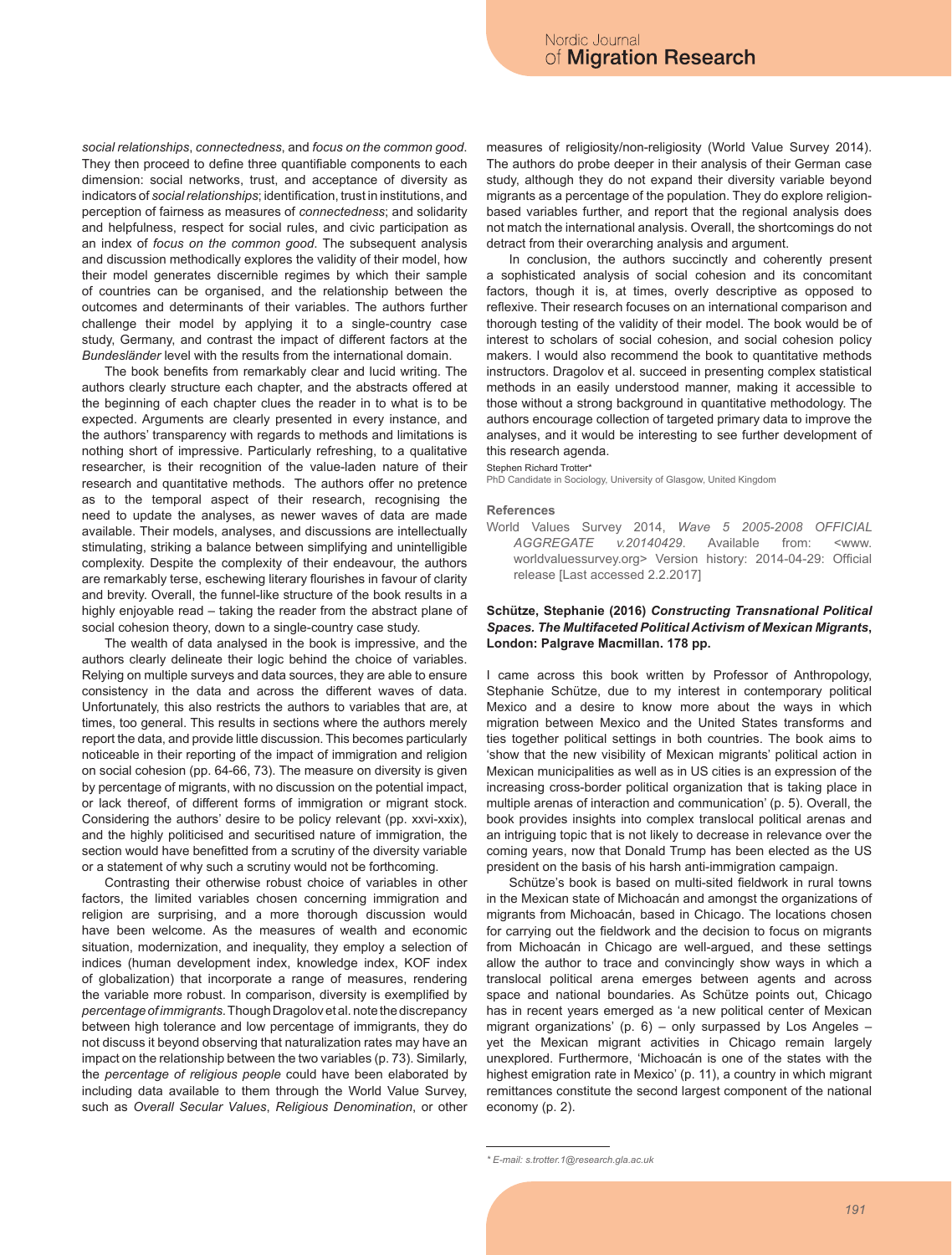*social relationships*, *connectedness*, and *focus on the common good*. They then proceed to define three quantifiable components to each dimension: social networks, trust, and acceptance of diversity as indicators of *social relationships*; identification, trust in institutions, and perception of fairness as measures of *connectedness*; and solidarity and helpfulness, respect for social rules, and civic participation as an index of *focus on the common good*. The subsequent analysis and discussion methodically explores the validity of their model, how their model generates discernible regimes by which their sample of countries can be organised, and the relationship between the outcomes and determinants of their variables. The authors further challenge their model by applying it to a single-country case study, Germany, and contrast the impact of different factors at the *Bundesländer* level with the results from the international domain.

The book benefits from remarkably clear and lucid writing. The authors clearly structure each chapter, and the abstracts offered at the beginning of each chapter clues the reader in to what is to be expected. Arguments are clearly presented in every instance, and the authors' transparency with regards to methods and limitations is nothing short of impressive. Particularly refreshing, to a qualitative researcher, is their recognition of the value-laden nature of their research and quantitative methods. The authors offer no pretence as to the temporal aspect of their research, recognising the need to update the analyses, as newer waves of data are made available. Their models, analyses, and discussions are intellectually stimulating, striking a balance between simplifying and unintelligible complexity. Despite the complexity of their endeavour, the authors are remarkably terse, eschewing literary flourishes in favour of clarity and brevity. Overall, the funnel-like structure of the book results in a highly enjoyable read – taking the reader from the abstract plane of social cohesion theory, down to a single-country case study.

The wealth of data analysed in the book is impressive, and the authors clearly delineate their logic behind the choice of variables. Relying on multiple surveys and data sources, they are able to ensure consistency in the data and across the different waves of data. Unfortunately, this also restricts the authors to variables that are, at times, too general. This results in sections where the authors merely report the data, and provide little discussion. This becomes particularly noticeable in their reporting of the impact of immigration and religion on social cohesion (pp. 64-66, 73). The measure on diversity is given by percentage of migrants, with no discussion on the potential impact, or lack thereof, of different forms of immigration or migrant stock. Considering the authors' desire to be policy relevant (pp. xxvi-xxix), and the highly politicised and securitised nature of immigration, the section would have benefitted from a scrutiny of the diversity variable or a statement of why such a scrutiny would not be forthcoming.

Contrasting their otherwise robust choice of variables in other factors, the limited variables chosen concerning immigration and religion are surprising, and a more thorough discussion would have been welcome. As the measures of wealth and economic situation, modernization, and inequality, they employ a selection of indices (human development index, knowledge index, KOF index of globalization) that incorporate a range of measures, rendering the variable more robust. In comparison, diversity is exemplified by *percentage of immigrants*. Though Dragolov et al. note the discrepancy between high tolerance and low percentage of immigrants, they do not discuss it beyond observing that naturalization rates may have an impact on the relationship between the two variables (p. 73). Similarly, the *percentage of religious people* could have been elaborated by including data available to them through the World Value Survey, such as *Overall Secular Values*, *Religious Denomination*, or other measures of religiosity/non-religiosity (World Value Survey 2014). The authors do probe deeper in their analysis of their German case study, although they do not expand their diversity variable beyond migrants as a percentage of the population. They do explore religion-based variables further, and report that the regional analysis does not match the international analysis. Overall, the shortcomings do not detract from their overarching analysis and argument.

In conclusion, the authors succinctly and coherently present a sophisticated analysis of social cohesion and its concomitant factors, though it is, at times, overly descriptive as opposed to reflexive. Their research focuses on an international comparison and thorough testing of the validity of their model. The book would be of interest to scholars of social cohesion, and social cohesion policy makers. I would also recommend the book to quantitative methods instructors. Dragolov et al. succeed in presenting complex statistical methods in an easily understood manner, making it accessible to those without a strong background in quantitative methodology. The authors encourage collection of targeted primary data to improve the analyses, and it would be interesting to see further development of this research agenda.

Stephen Richard Trotter*
PhD Candidate in Sociology, University of Glasgow, United Kingdom

#### References

World Values Survey 2014, *Wave 5 2005-2008 OFFICIAL AGGREGATE v.20140429*. Available from: <www.worldvaluessurvey.org> Version history: 2014-04-29: Official release [Last accessed 2.2.2017]

### Schütze, Stephanie (2016) *Constructing Transnational Political Spaces. The Multifaceted Political Activism of Mexican Migrants*, London: Palgrave Macmillan. 178 pp.

I came across this book written by Professor of Anthropology, Stephanie Schütze, due to my interest in contemporary political Mexico and a desire to know more about the ways in which migration between Mexico and the United States transforms and ties together political settings in both countries. The book aims to 'show that the new visibility of Mexican migrants' political action in Mexican municipalities as well as in US cities is an expression of the increasing cross-border political organization that is taking place in multiple arenas of interaction and communication' (p. 5). Overall, the book provides insights into complex translocal political arenas and an intriguing topic that is not likely to decrease in relevance over the coming years, now that Donald Trump has been elected as the US president on the basis of his harsh anti-immigration campaign.

Schütze's book is based on multi-sited fieldwork in rural towns in the Mexican state of Michoacán and amongst the organizations of migrants from Michoacán, based in Chicago. The locations chosen for carrying out the fieldwork and the decision to focus on migrants from Michoacán in Chicago are well-argued, and these settings allow the author to trace and convincingly show ways in which a translocal political arena emerges between agents and across space and national boundaries. As Schütze points out, Chicago has in recent years emerged as 'a new political center of Mexican migrant organizations' (p. 6) – only surpassed by Los Angeles – yet the Mexican migrant activities in Chicago remain largely unexplored. Furthermore, 'Michoacán is one of the states with the highest emigration rate in Mexico' (p. 11), a country in which migrant remittances constitute the second largest component of the national economy (p. 2).

\* E-mail: s.trotter.1@research.gla.ac.uk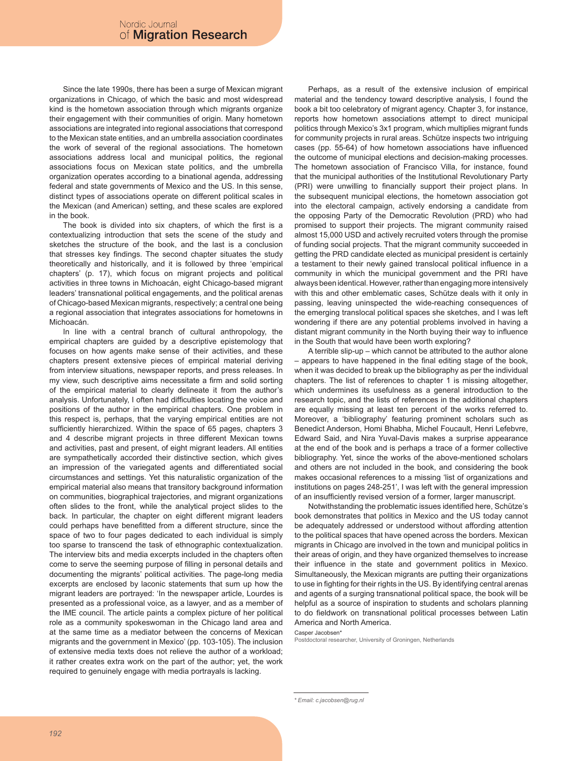Since the late 1990s, there has been a surge of Mexican migrant organizations in Chicago, of which the basic and most widespread kind is the hometown association through which migrants organize their engagement with their communities of origin. Many hometown associations are integrated into regional associations that correspond to the Mexican state entities, and an umbrella association coordinates the work of several of the regional associations. The hometown associations address local and municipal politics, the regional associations focus on Mexican state politics, and the umbrella organization operates according to a binational agenda, addressing federal and state governments of Mexico and the US. In this sense, distinct types of associations operate on different political scales in the Mexican (and American) setting, and these scales are explored in the book.

The book is divided into six chapters, of which the first is a contextualizing introduction that sets the scene of the study and sketches the structure of the book, and the last is a conclusion that stresses key findings. The second chapter situates the study theoretically and historically, and it is followed by three 'empirical chapters' (p. 17), which focus on migrant projects and political activities in three towns in Michoacán, eight Chicago-based migrant leaders' transnational political engagements, and the political arenas of Chicago-based Mexican migrants, respectively; a central one being a regional association that integrates associations for hometowns in Michoacán.

In line with a central branch of cultural anthropology, the empirical chapters are guided by a descriptive epistemology that focuses on how agents make sense of their activities, and these chapters present extensive pieces of empirical material deriving from interview situations, newspaper reports, and press releases. In my view, such descriptive aims necessitate a firm and solid sorting of the empirical material to clearly delineate it from the author's analysis. Unfortunately, I often had difficulties locating the voice and positions of the author in the empirical chapters. One problem in this respect is, perhaps, that the varying empirical entities are not sufficiently hierarchized. Within the space of 65 pages, chapters 3 and 4 describe migrant projects in three different Mexican towns and activities, past and present, of eight migrant leaders. All entities are sympathetically accorded their distinctive section, which gives an impression of the variegated agents and differentiated social circumstances and settings. Yet this naturalistic organization of the empirical material also means that transitory background information on communities, biographical trajectories, and migrant organizations often slides to the front, while the analytical project slides to the back. In particular, the chapter on eight different migrant leaders could perhaps have benefitted from a different structure, since the space of two to four pages dedicated to each individual is simply too sparse to transcend the task of ethnographic contextualization. The interview bits and media excerpts included in the chapters often come to serve the seeming purpose of filling in personal details and documenting the migrants' political activities. The page-long media excerpts are enclosed by laconic statements that sum up how the migrant leaders are portrayed: 'In the newspaper article, Lourdes is presented as a professional voice, as a lawyer, and as a member of the IME council. The article paints a complex picture of her political role as a community spokeswoman in the Chicago land area and at the same time as a mediator between the concerns of Mexican migrants and the government in Mexico' (pp. 103-105). The inclusion of extensive media texts does not relieve the author of a workload; it rather creates extra work on the part of the author; yet, the work required to genuinely engage with media portrayals is lacking.

Perhaps, as a result of the extensive inclusion of empirical material and the tendency toward descriptive analysis, I found the book a bit too celebratory of migrant agency. Chapter 3, for instance, reports how hometown associations attempt to direct municipal politics through Mexico's 3x1 program, which multiplies migrant funds for community projects in rural areas. Schütze inspects two intriguing cases (pp. 55-64) of how hometown associations have influenced the outcome of municipal elections and decision-making processes. The hometown association of Francisco Villa, for instance, found that the municipal authorities of the Institutional Revolutionary Party (PRI) were unwilling to financially support their project plans. In the subsequent municipal elections, the hometown association got into the electoral campaign, actively endorsing a candidate from the opposing Party of the Democratic Revolution (PRD) who had promised to support their projects. The migrant community raised almost 15,000 USD and actively recruited voters through the promise of funding social projects. That the migrant community succeeded in getting the PRD candidate elected as municipal president is certainly a testament to their newly gained translocal political influence in a community in which the municipal government and the PRI have always been identical. However, rather than engaging more intensively with this and other emblematic cases, Schütze deals with it only in passing, leaving uninspected the wide-reaching consequences of the emerging translocal political spaces she sketches, and I was left wondering if there are any potential problems involved in having a distant migrant community in the North buying their way to influence in the South that would have been worth exploring?

A terrible slip-up – which cannot be attributed to the author alone – appears to have happened in the final editing stage of the book, when it was decided to break up the bibliography as per the individual chapters. The list of references to chapter 1 is missing altogether, which undermines its usefulness as a general introduction to the research topic, and the lists of references in the additional chapters are equally missing at least ten percent of the works referred to. Moreover, a 'bibliography' featuring prominent scholars such as Benedict Anderson, Homi Bhabha, Michel Foucault, Henri Lefebvre, Edward Said, and Nira Yuval-Davis makes a surprise appearance at the end of the book and is perhaps a trace of a former collective bibliography. Yet, since the works of the above-mentioned scholars and others are not included in the book, and considering the book makes occasional references to a missing 'list of organizations and institutions on pages 248-251', I was left with the general impression of an insufficiently revised version of a former, larger manuscript.

Notwithstanding the problematic issues identified here, Schütze's book demonstrates that politics in Mexico and the US today cannot be adequately addressed or understood without affording attention to the political spaces that have opened across the borders. Mexican migrants in Chicago are involved in the town and municipal politics in their areas of origin, and they have organized themselves to increase their influence in the state and government politics in Mexico. Simultaneously, the Mexican migrants are putting their organizations to use in fighting for their rights in the US. By identifying central arenas and agents of a surging transnational political space, the book will be helpful as a source of inspiration to students and scholars planning to do fieldwork on transnational political processes between Latin America and North America.

Casper Jacobsen*

Postdoctoral researcher, University of Groningen, Netherlands

* Email: c.jacobsen@rug.nl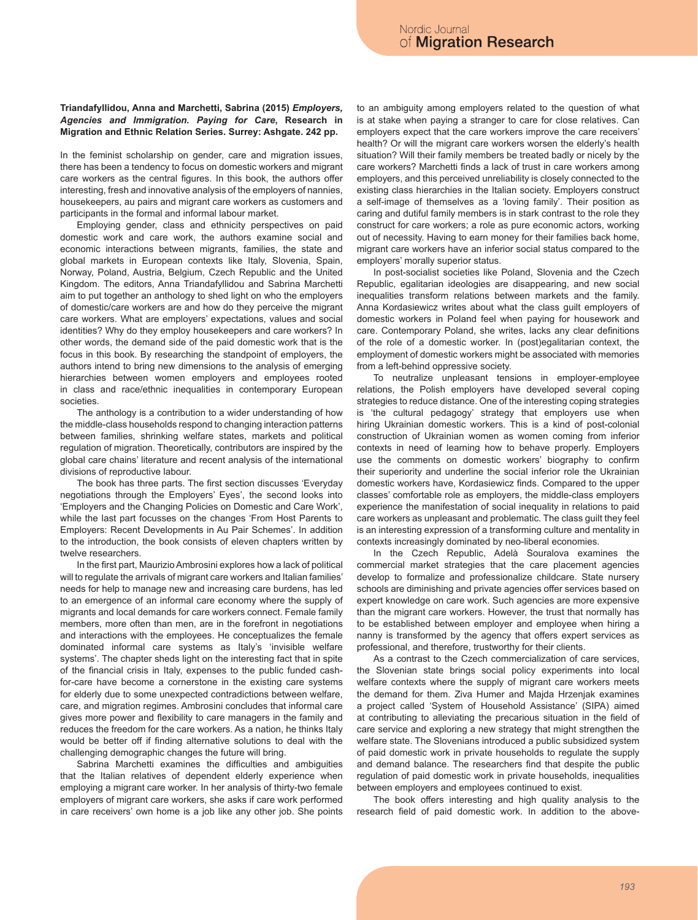**Triandafyllidou, Anna and Marchetti, Sabrina (2015) *Employers, Agencies and Immigration. Paying for Care*, Research in Migration and Ethnic Relation Series. Surrey: Ashgate. 242 pp.**

In the feminist scholarship on gender, care and migration issues, there has been a tendency to focus on domestic workers and migrant care workers as the central figures. In this book, the authors offer interesting, fresh and innovative analysis of the employers of nannies, housekeepers, au pairs and migrant care workers as customers and participants in the formal and informal labour market.

Employing gender, class and ethnicity perspectives on paid domestic work and care work, the authors examine social and economic interactions between migrants, families, the state and global markets in European contexts like Italy, Slovenia, Spain, Norway, Poland, Austria, Belgium, Czech Republic and the United Kingdom. The editors, Anna Triandafyllidou and Sabrina Marchetti aim to put together an anthology to shed light on who the employers of domestic/care workers are and how do they perceive the migrant care workers. What are employers' expectations, values and social identities? Why do they employ housekeepers and care workers? In other words, the demand side of the paid domestic work that is the focus in this book. By researching the standpoint of employers, the authors intend to bring new dimensions to the analysis of emerging hierarchies between women employers and employees rooted in class and race/ethnic inequalities in contemporary European societies.

The anthology is a contribution to a wider understanding of how the middle-class households respond to changing interaction patterns between families, shrinking welfare states, markets and political regulation of migration. Theoretically, contributors are inspired by the global care chains' literature and recent analysis of the international divisions of reproductive labour.

The book has three parts. The first section discusses 'Everyday negotiations through the Employers' Eyes', the second looks into 'Employers and the Changing Policies on Domestic and Care Work', while the last part focusses on the changes 'From Host Parents to Employers: Recent Developments in Au Pair Schemes'. In addition to the introduction, the book consists of eleven chapters written by twelve researchers.

In the first part, Maurizio Ambrosini explores how a lack of political will to regulate the arrivals of migrant care workers and Italian families' needs for help to manage new and increasing care burdens, has led to an emergence of an informal care economy where the supply of migrants and local demands for care workers connect. Female family members, more often than men, are in the forefront in negotiations and interactions with the employees. He conceptualizes the female dominated informal care systems as Italy's 'invisible welfare systems'. The chapter sheds light on the interesting fact that in spite of the financial crisis in Italy, expenses to the public funded cash-for-care have become a cornerstone in the existing care systems for elderly due to some unexpected contradictions between welfare, care, and migration regimes. Ambrosini concludes that informal care gives more power and flexibility to care managers in the family and reduces the freedom for the care workers. As a nation, he thinks Italy would be better off if finding alternative solutions to deal with the challenging demographic changes the future will bring.

Sabrina Marchetti examines the difficulties and ambiguities that the Italian relatives of dependent elderly experience when employing a migrant care worker. In her analysis of thirty-two female employers of migrant care workers, she asks if care work performed in care receivers' own home is a job like any other job. She points to an ambiguity among employers related to the question of what is at stake when paying a stranger to care for close relatives. Can employers expect that the care workers improve the care receivers' health? Or will the migrant care workers worsen the elderly's health situation? Will their family members be treated badly or nicely by the care workers? Marchetti finds a lack of trust in care workers among employers, and this perceived unreliability is closely connected to the existing class hierarchies in the Italian society. Employers construct a self-image of themselves as a 'loving family'. Their position as caring and dutiful family members is in stark contrast to the role they construct for care workers; a role as pure economic actors, working out of necessity. Having to earn money for their families back home, migrant care workers have an inferior social status compared to the employers' morally superior status.

In post-socialist societies like Poland, Slovenia and the Czech Republic, egalitarian ideologies are disappearing, and new social inequalities transform relations between markets and the family. Anna Kordasiewicz writes about what the class guilt employers of domestic workers in Poland feel when paying for housework and care. Contemporary Poland, she writes, lacks any clear definitions of the role of a domestic worker. In (post)egalitarian context, the employment of domestic workers might be associated with memories from a left-behind oppressive society.

To neutralize unpleasant tensions in employer-employee relations, the Polish employers have developed several coping strategies to reduce distance. One of the interesting coping strategies is 'the cultural pedagogy' strategy that employers use when hiring Ukrainian domestic workers. This is a kind of post-colonial construction of Ukrainian women as women coming from inferior contexts in need of learning how to behave properly. Employers use the comments on domestic workers' biography to confirm their superiority and underline the social inferior role the Ukrainian domestic workers have, Kordasiewicz finds. Compared to the upper classes' comfortable role as employers, the middle-class employers experience the manifestation of social inequality in relations to paid care workers as unpleasant and problematic. The class guilt they feel is an interesting expression of a transforming culture and mentality in contexts increasingly dominated by neo-liberal economies.

In the Czech Republic, Adelà Souralova examines the commercial market strategies that the care placement agencies develop to formalize and professionalize childcare. State nursery schools are diminishing and private agencies offer services based on expert knowledge on care work. Such agencies are more expensive than the migrant care workers. However, the trust that normally has to be established between employer and employee when hiring a nanny is transformed by the agency that offers expert services as professional, and therefore, trustworthy for their clients.

As a contrast to the Czech commercialization of care services, the Slovenian state brings social policy experiments into local welfare contexts where the supply of migrant care workers meets the demand for them. Ziva Humer and Majda Hrzenjak examines a project called 'System of Household Assistance' (SIPA) aimed at contributing to alleviating the precarious situation in the field of care service and exploring a new strategy that might strengthen the welfare state. The Slovenians introduced a public subsidized system of paid domestic work in private households to regulate the supply and demand balance. The researchers find that despite the public regulation of paid domestic work in private households, inequalities between employers and employees continued to exist.

The book offers interesting and high quality analysis to the research field of paid domestic work. In addition to the above-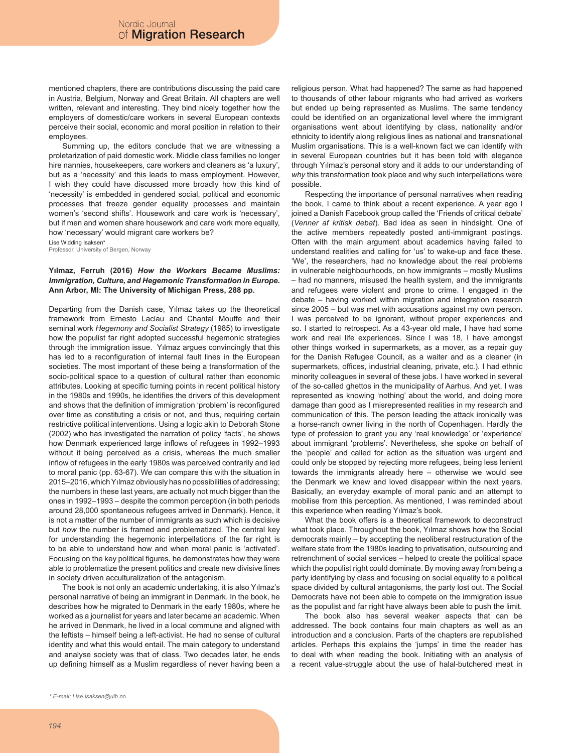mentioned chapters, there are contributions discussing the paid care in Austria, Belgium, Norway and Great Britain. All chapters are well written, relevant and interesting. They bind nicely together how the employers of domestic/care workers in several European contexts perceive their social, economic and moral position in relation to their employees.

Summing up, the editors conclude that we are witnessing a proletarization of paid domestic work. Middle class families no longer hire nannies, housekeepers, care workers and cleaners as 'a luxury', but as a 'necessity' and this leads to mass employment. However, I wish they could have discussed more broadly how this kind of 'necessity' is embedded in gendered social, political and economic processes that freeze gender equality processes and maintain women's 'second shifts'. Housework and care work is 'necessary', but if men and women share housework and care work more equally, how 'necessary' would migrant care workers be?

Lise Widding Isaksen*
Professor, University of Bergen, Norway

**Yılmaz, Ferruh (2016) *How the Workers Became Muslims: Immigration, Culture, and Hegemonic Transformation in Europe.* Ann Arbor, MI: The University of Michigan Press, 288 pp.**

Departing from the Danish case, Yılmaz takes up the theoretical framework from Ernesto Laclau and Chantal Mouffe and their seminal work *Hegemony and Socialist Strategy* (1985) to investigate how the populist far right adopted successful hegemonic strategies through the immigration issue. Yılmaz argues convincingly that this has led to a reconfiguration of internal fault lines in the European societies. The most important of these being a transformation of the socio-political space to a question of cultural rather than economic attributes. Looking at specific turning points in recent political history in the 1980s and 1990s, he identifies the drivers of this development and shows that the definition of immigration 'problem' is reconfigured over time as constituting a crisis or not, and thus, requiring certain restrictive political interventions. Using a logic akin to Deborah Stone (2002) who has investigated the narration of policy 'facts', he shows how Denmark experienced large inflows of refugees in 1992–1993 without it being perceived as a crisis, whereas the much smaller inflow of refugees in the early 1980s was perceived contrarily and led to moral panic (pp. 63-67). We can compare this with the situation in 2015–2016, which Yılmaz obviously has no possibilities of addressing; the numbers in these last years, are actually not much bigger than the ones in 1992–1993 – despite the common perception (in both periods around 28,000 spontaneous refugees arrived in Denmark). Hence, it is not a matter of the number of immigrants as such which is decisive but *how* the number is framed and problematized. The central key for understanding the hegemonic interpellations of the far right is to be able to understand how and when moral panic is 'activated'. Focusing on the key political figures, he demonstrates how they were able to problematize the present politics and create new divisive lines in society driven acculturalization of the antagonism.

The book is not only an academic undertaking, it is also Yılmaz's personal narrative of being an immigrant in Denmark. In the book, he describes how he migrated to Denmark in the early 1980s, where he worked as a journalist for years and later became an academic. When he arrived in Denmark, he lived in a local commune and aligned with the leftists – himself being a left-activist. He had no sense of cultural identity and what this would entail. The main category to understand and analyse society was that of class. Two decades later, he ends up defining himself as a Muslim regardless of never having been a religious person. What had happened? The same as had happened to thousands of other labour migrants who had arrived as workers but ended up being represented as Muslims. The same tendency could be identified on an organizational level where the immigrant organisations went about identifying by class, nationality and/or ethnicity to identify along religious lines as national and transnational Muslim organisations. This is a well-known fact we can identify with in several European countries but it has been told with elegance through Yılmaz's personal story and it adds to our understanding of *why* this transformation took place and why such interpellations were possible.

Respecting the importance of personal narratives when reading the book, I came to think about a recent experience. A year ago I joined a Danish Facebook group called the 'Friends of critical debate' (*Venner af kritisk debat*). Bad idea as seen in hindsight. One of the active members repeatedly posted anti-immigrant postings. Often with the main argument about academics having failed to understand realities and calling for 'us' to wake-up and face these. 'We', the researchers, had no knowledge about the real problems in vulnerable neighbourhoods, on how immigrants – mostly Muslims – had no manners, misused the health system, and the immigrants and refugees were violent and prone to crime. I engaged in the debate – having worked within migration and integration research since 2005 – but was met with accusations against my own person. I was perceived to be ignorant, without proper experiences and so. I started to retrospect. As a 43-year old male, I have had some work and real life experiences. Since I was 18, I have amongst other things worked in supermarkets, as a mover, as a repair guy for the Danish Refugee Council, as a waiter and as a cleaner (in supermarkets, offices, industrial cleaning, private, etc.). I had ethnic minority colleagues in several of these jobs. I have worked in several of the so-called ghettos in the municipality of Aarhus. And yet, I was represented as knowing 'nothing' about the world, and doing more damage than good as I misrepresented realities in my research and communication of this. The person leading the attack ironically was a horse-ranch owner living in the north of Copenhagen. Hardly the type of profession to grant you any 'real knowledge' or 'experience' about immigrant 'problems'. Nevertheless, she spoke on behalf of the 'people' and called for action as the situation was urgent and could only be stopped by rejecting more refugees, being less lenient towards the immigrants already here – otherwise we would see the Denmark we knew and loved disappear within the next years. Basically, an everyday example of moral panic and an attempt to mobilise from this perception. As mentioned, I was reminded about this experience when reading Yılmaz's book.

What the book offers is a theoretical framework to deconstruct what took place. Throughout the book, Yılmaz shows how the Social democrats mainly – by accepting the neoliberal restructuration of the welfare state from the 1980s leading to privatisation, outsourcing and retrenchment of social services – helped to create the political space which the populist right could dominate. By moving away from being a party identifying by class and focusing on social equality to a political space divided by cultural antagonisms, the party lost out. The Social Democrats have not been able to compete on the immigration issue as the populist and far right have always been able to push the limit.

The book also has several weaker aspects that can be addressed. The book contains four main chapters as well as an introduction and a conclusion. Parts of the chapters are republished articles. Perhaps this explains the 'jumps' in time the reader has to deal with when reading the book. Initiating with an analysis of a recent value-struggle about the use of halal-butchered meat in

* E-mail: Lise.Isaksen@uib.no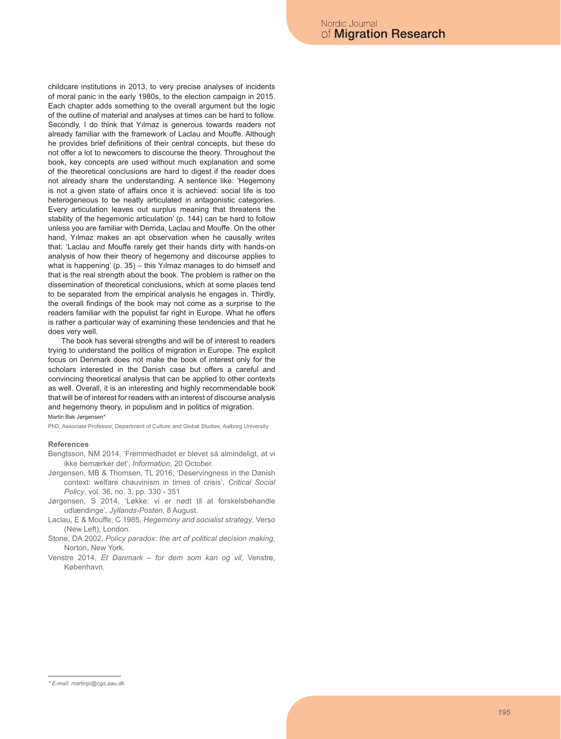childcare institutions in 2013, to very precise analyses of incidents of moral panic in the early 1980s, to the election campaign in 2015. Each chapter adds something to the overall argument but the logic of the outline of material and analyses at times can be hard to follow. Secondly, I do think that Yılmaz is generous towards readers not already familiar with the framework of Laclau and Mouffe. Although he provides brief definitions of their central concepts, but these do not offer a lot to newcomers to discourse the theory. Throughout the book, key concepts are used without much explanation and some of the theoretical conclusions are hard to digest if the reader does not already share the understanding. A sentence like: 'Hegemony is not a given state of affairs once it is achieved: social life is too heterogeneous to be neatly articulated in antagonistic categories. Every articulation leaves out surplus meaning that threatens the stability of the hegemonic articulation' (p. 144) can be hard to follow unless you are familiar with Derrida, Laclau and Mouffe. On the other hand, Yılmaz makes an apt observation when he causally writes that: 'Laclau and Mouffe rarely get their hands dirty with hands-on analysis of how their theory of hegemony and discourse applies to what is happening' (p. 35) – this Yılmaz manages to do himself and that is the real strength about the book. The problem is rather on the dissemination of theoretical conclusions, which at some places tend to be separated from the empirical analysis he engages in. Thirdly, the overall findings of the book may not come as a surprise to the readers familiar with the populist far right in Europe. What he offers is rather a particular way of examining these tendencies and that he does very well.

The book has several strengths and will be of interest to readers trying to understand the politics of migration in Europe. The explicit focus on Denmark does not make the book of interest only for the scholars interested in the Danish case but offers a careful and convincing theoretical analysis that can be applied to other contexts as well. Overall, it is an interesting and highly recommendable book that will be of interest for readers with an interest of discourse analysis and hegemony theory, in populism and in politics of migration.

Martin Bak Jørgensen*

PhD, Associate Professor, Department of Culture and Global Studies, Aalborg University

### References

Bengtsson, NM 2014, 'Fremmedhadet er blevet så almindeligt, at vi ikke bemærker det', *Information*, 20 October.

Jørgensen, MB & Thomsen, TL 2016, 'Deservingness in the Danish context: welfare chauvinism in times of crisis', *Critical Social Policy*, vol. 36, no. 3, pp. 330 - 351

Jørgensen, S 2014, 'Løkke: vi er nødt til at forskelsbehandle udlændinge', *Jyllands-Posten*, 8 August.

Laclau, E & Mouffe, C 1985, *Hegemony and socialist strategy*, Verso (New Left), London.

Stone, DA 2002, *Policy paradox: the art of political decision making*, Norton, New York.

Venstre 2014, *Et Danmark – for dem som kan og vil*, Venstre, København.

* *E-mail: martinjo@cgs.aau.dk*